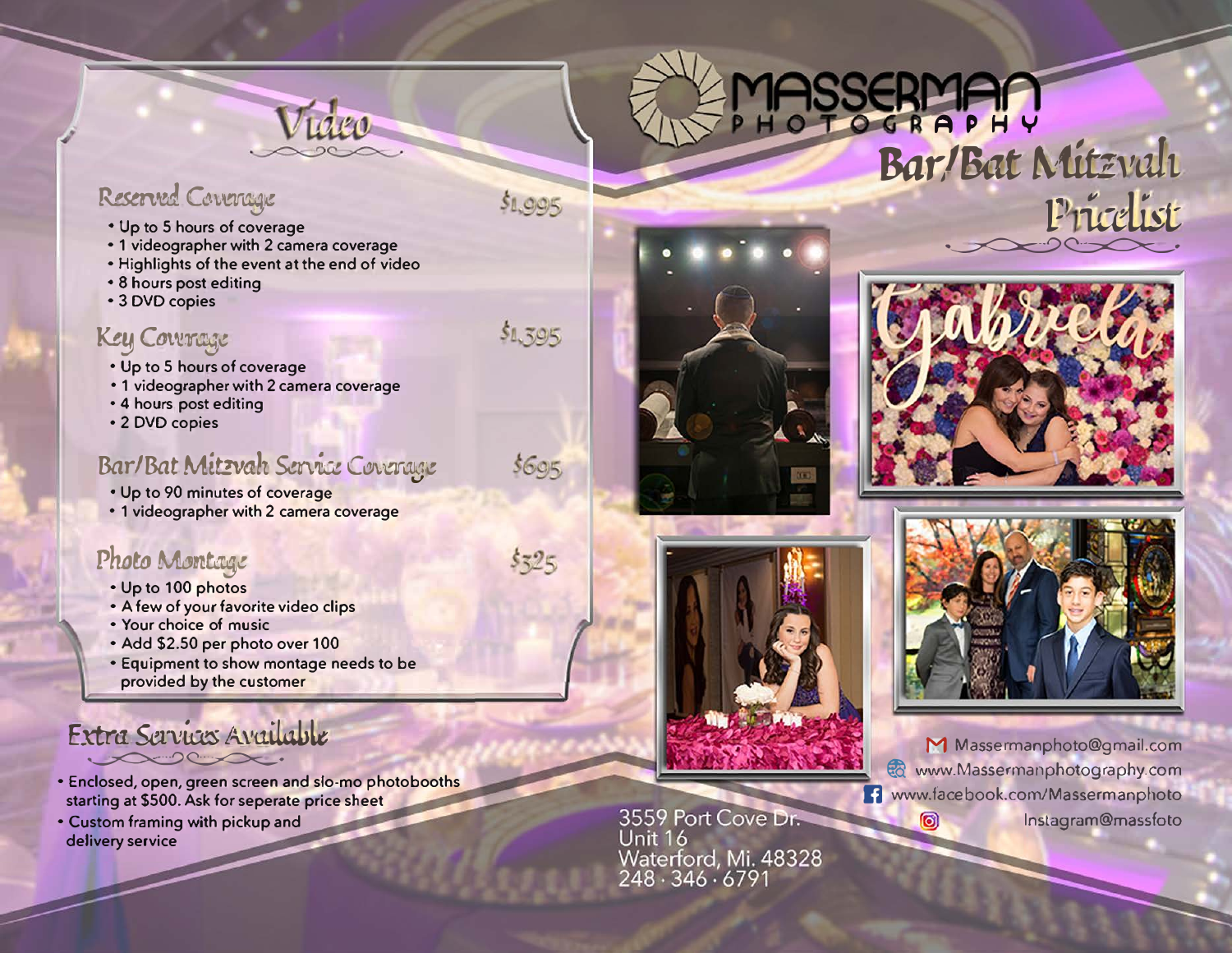# MASSERMAN PHOTOGRAPHY

# Bar/Bat Mitzvah Pricelist

## Video

### Reserved Coverage — $1,995

- Up to 5 hours of coverage
- 1 videographer with 2 camera coverage
- Highlights of the event at the end of video
- 8 hours post editing
- 3 DVD copies

### Key Coverage — $1,395

- Up to 5 hours of coverage
- 1 videographer with 2 camera coverage
- 4 hours post editing
- 2 DVD copies

### Bar/Bat Mitzvah Service Coverage — $695

- Up to 90 minutes of coverage
- 1 videographer with 2 camera coverage

### Photo Montage — $325

- Up to 100 photos
- A few of your favorite video clips
- Your choice of music
- Add $2.50 per photo over 100
- Equipment to show montage needs to be provided by the customer

## Extra Services Available

- Enclosed, open, green screen and slo-mo photobooths starting at $500. Ask for seperate price sheet
- Custom framing with pickup and delivery service

3559 Port Cove Dr.
Unit 16
Waterford, Mi. 48328
248 · 346 · 6791

Massermanphoto@gmail.com
www.Massermanphotography.com
www.facebook.com/Massermanphoto
Instagram@massfoto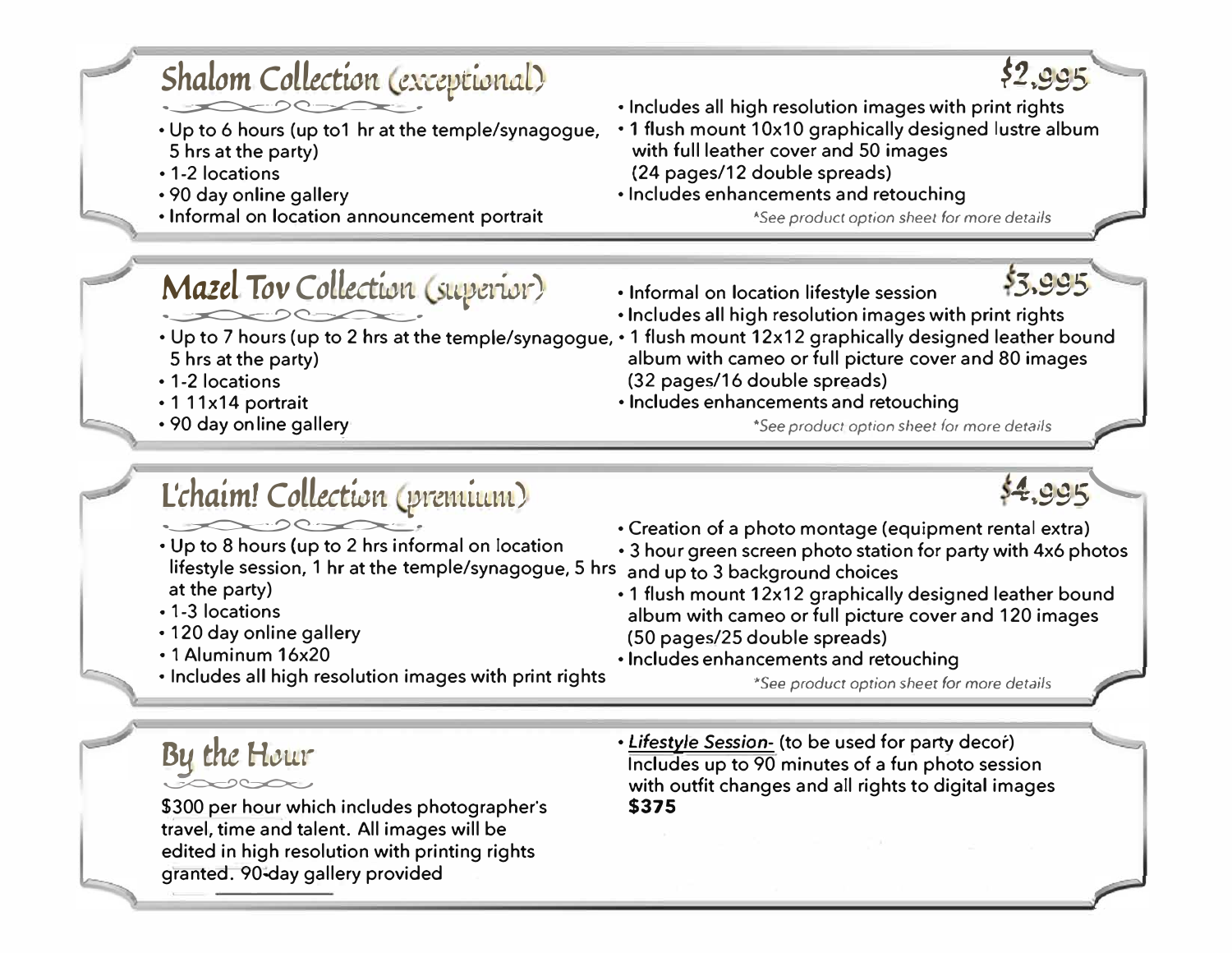## Shalom Collection (exceptional)

**$2,995**

- Up to 6 hours (up to1 hr at the temple/synagogue, 5 hrs at the party)
- 1-2 locations
- 90 day online gallery
- Informal on location announcement portrait
- Includes all high resolution images with print rights
- 1 flush mount 10x10 graphically designed lustre album with full leather cover and 50 images (24 pages/12 double spreads)
- Includes enhancements and retouching

*\*See product option sheet for more details*

## Mazel Tov Collection (superior)

**$3,995**

- Up to 7 hours (up to 2 hrs at the temple/synagogue, 5 hrs at the party)
- 1-2 locations
- 1 11x14 portrait
- 90 day online gallery
- Informal on location lifestyle session
- Includes all high resolution images with print rights
- 1 flush mount 12x12 graphically designed leather bound album with cameo or full picture cover and 80 images (32 pages/16 double spreads)
- Includes enhancements and retouching

*\*See product option sheet for more details*

## L'chaim! Collection (premium)

**$4,995**

- Up to 8 hours (up to 2 hrs informal on location lifestyle session, 1 hr at the temple/synagogue, 5 hrs at the party)
- 1-3 locations
- 120 day online gallery
- 1 Aluminum 16x20
- Includes all high resolution images with print rights
- Creation of a photo montage (equipment rental extra)
- 3 hour green screen photo station for party with 4x6 photos and up to 3 background choices
- 1 flush mount 12x12 graphically designed leather bound album with cameo or full picture cover and 120 images (50 pages/25 double spreads)
- Includes enhancements and retouching

*\*See product option sheet for more details*

## By the Hour

$300 per hour which includes photographer's travel, time and talent. All images will be edited in high resolution with printing rights granted. 90-day gallery provided

- ***Lifestyle Session-*** (to be used for party decor) Includes up to 90 minutes of a fun photo session with outfit changes and all rights to digital images **$375**